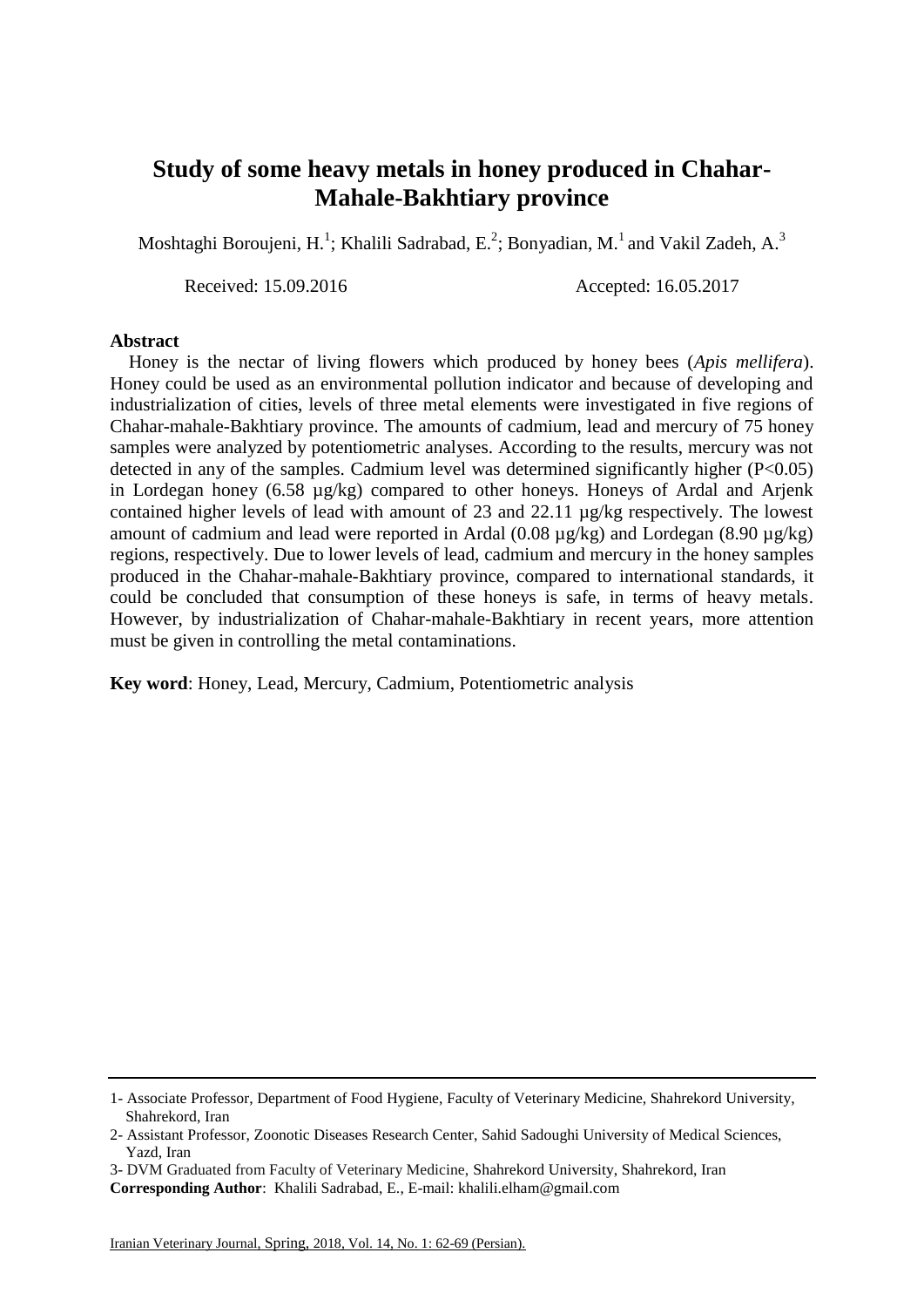# Study of some heavy metals in honey produced in Chahar-Mahale-Bakhtiary province

Moshtaghi Boroujeni, H.[1]; Khalili Sadrabad, E.[2]; Bonyadian, M.[1] and Vakil Zadeh, A.[3]

Received: 15.09.2016 Accepted: 16.05.2017

## Abstract

Honey is the nectar of living flowers which produced by honey bees (*Apis mellifera*). Honey could be used as an environmental pollution indicator and because of developing and industrialization of cities, levels of three metal elements were investigated in five regions of Chahar-mahale-Bakhtiary province. The amounts of cadmium, lead and mercury of 75 honey samples were analyzed by potentiometric analyses. According to the results, mercury was not detected in any of the samples. Cadmium level was determined significantly higher ($P<0.05$) in Lordegan honey (6.58 µg/kg) compared to other honeys. Honeys of Ardal and Arjenk contained higher levels of lead with amount of 23 and 22.11 µg/kg respectively. The lowest amount of cadmium and lead were reported in Ardal (0.08 µg/kg) and Lordegan (8.90 µg/kg) regions, respectively. Due to lower levels of lead, cadmium and mercury in the honey samples produced in the Chahar-mahale-Bakhtiary province, compared to international standards, it could be concluded that consumption of these honeys is safe, in terms of heavy metals. However, by industrialization of Chahar-mahale-Bakhtiary in recent years, more attention must be given in controlling the metal contaminations.

**Key word**: Honey, Lead, Mercury, Cadmium, Potentiometric analysis

---

1- Associate Professor, Department of Food Hygiene, Faculty of Veterinary Medicine, Shahrekord University, Shahrekord, Iran

2- Assistant Professor, Zoonotic Diseases Research Center, Sahid Sadoughi University of Medical Sciences, Yazd, Iran

3- DVM Graduated from Faculty of Veterinary Medicine, Shahrekord University, Shahrekord, Iran

**Corresponding Author**: Khalili Sadrabad, E., E-mail: khalili.elham@gmail.com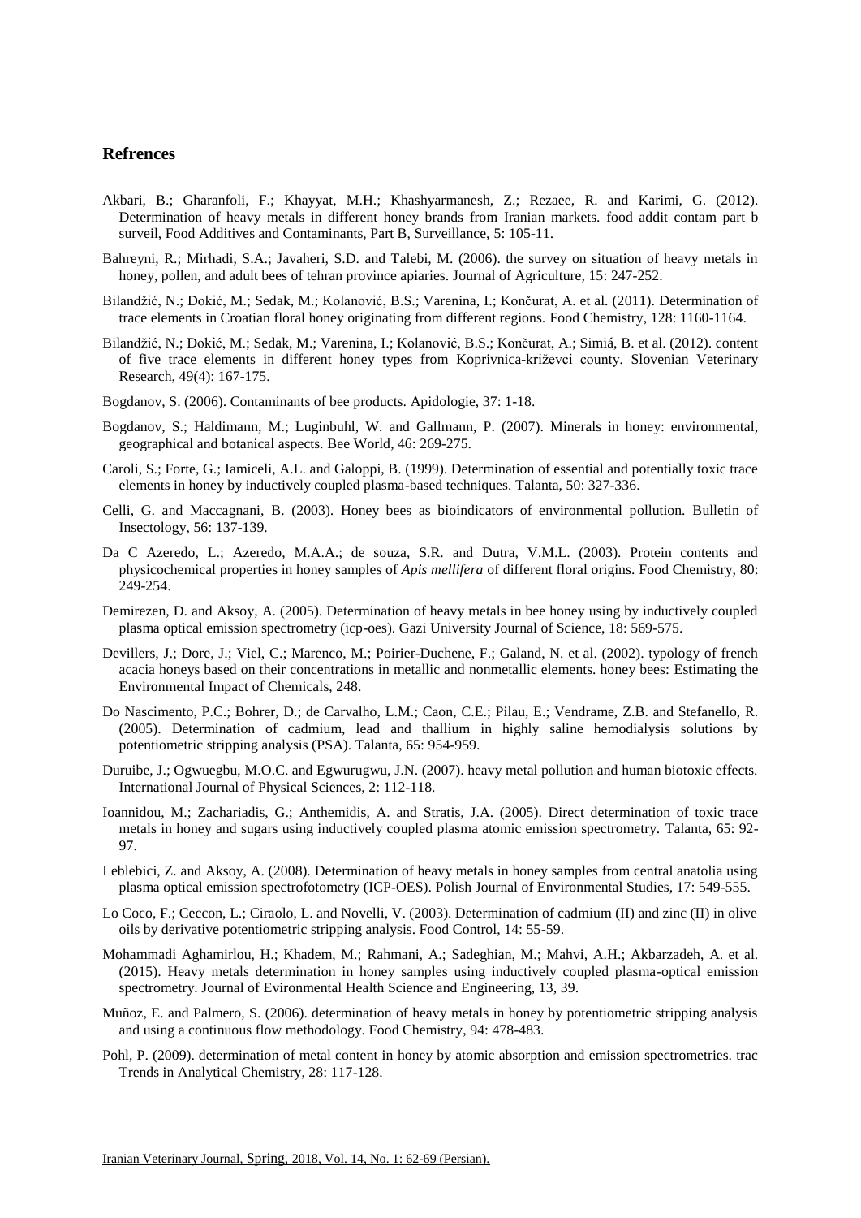## Refrences

Akbari, B.; Gharanfoli, F.; Khayyat, M.H.; Khashyarmanesh, Z.; Rezaee, R. and Karimi, G. (2012). Determination of heavy metals in different honey brands from Iranian markets. food addit contam part b surveil, Food Additives and Contaminants, Part B, Surveillance, 5: 105-11.

Bahreyni, R.; Mirhadi, S.A.; Javaheri, S.D. and Talebi, M. (2006). the survey on situation of heavy metals in honey, pollen, and adult bees of tehran province apiaries. Journal of Agriculture, 15: 247-252.

Bilandžić, N.; Dokić, M.; Sedak, M.; Kolanović, B.S.; Varenina, I.; Končurat, A. et al. (2011). Determination of trace elements in Croatian floral honey originating from different regions. Food Chemistry, 128: 1160-1164.

Bilandžić, N.; Dokić, M.; Sedak, M.; Varenina, I.; Kolanović, B.S.; Končurat, A.; Simiá, B. et al. (2012). content of five trace elements in different honey types from Koprivnica-križevci county. Slovenian Veterinary Research, 49(4): 167-175.

Bogdanov, S. (2006). Contaminants of bee products. Apidologie, 37: 1-18.

Bogdanov, S.; Haldimann, M.; Luginbuhl, W. and Gallmann, P. (2007). Minerals in honey: environmental, geographical and botanical aspects. Bee World, 46: 269-275.

Caroli, S.; Forte, G.; Iamiceli, A.L. and Galoppi, B. (1999). Determination of essential and potentially toxic trace elements in honey by inductively coupled plasma-based techniques. Talanta, 50: 327-336.

Celli, G. and Maccagnani, B. (2003). Honey bees as bioindicators of environmental pollution. Bulletin of Insectology, 56: 137-139.

Da C Azeredo, L.; Azeredo, M.A.A.; de souza, S.R. and Dutra, V.M.L. (2003). Protein contents and physicochemical properties in honey samples of *Apis mellifera* of different floral origins. Food Chemistry, 80: 249-254.

Demirezen, D. and Aksoy, A. (2005). Determination of heavy metals in bee honey using by inductively coupled plasma optical emission spectrometry (icp-oes). Gazi University Journal of Science, 18: 569-575.

Devillers, J.; Dore, J.; Viel, C.; Marenco, M.; Poirier-Duchene, F.; Galand, N. et al. (2002). typology of french acacia honeys based on their concentrations in metallic and nonmetallic elements. honey bees: Estimating the Environmental Impact of Chemicals, 248.

Do Nascimento, P.C.; Bohrer, D.; de Carvalho, L.M.; Caon, C.E.; Pilau, E.; Vendrame, Z.B. and Stefanello, R. (2005). Determination of cadmium, lead and thallium in highly saline hemodialysis solutions by potentiometric stripping analysis (PSA). Talanta, 65: 954-959.

Duruibe, J.; Ogwuegbu, M.O.C. and Egwurugwu, J.N. (2007). heavy metal pollution and human biotoxic effects. International Journal of Physical Sciences, 2: 112-118.

Ioannidou, M.; Zachariadis, G.; Anthemidis, A. and Stratis, J.A. (2005). Direct determination of toxic trace metals in honey and sugars using inductively coupled plasma atomic emission spectrometry. Talanta, 65: 92-97.

Leblebici, Z. and Aksoy, A. (2008). Determination of heavy metals in honey samples from central anatolia using plasma optical emission spectrofotometry (ICP-OES). Polish Journal of Environmental Studies, 17: 549-555.

Lo Coco, F.; Ceccon, L.; Ciraolo, L. and Novelli, V. (2003). Determination of cadmium (II) and zinc (II) in olive oils by derivative potentiometric stripping analysis. Food Control, 14: 55-59.

Mohammadi Aghamirlou, H.; Khadem, M.; Rahmani, A.; Sadeghian, M.; Mahvi, A.H.; Akbarzadeh, A. et al. (2015). Heavy metals determination in honey samples using inductively coupled plasma-optical emission spectrometry. Journal of Evironmental Health Science and Engineering, 13, 39.

Muñoz, E. and Palmero, S. (2006). determination of heavy metals in honey by potentiometric stripping analysis and using a continuous flow methodology. Food Chemistry, 94: 478-483.

Pohl, P. (2009). determination of metal content in honey by atomic absorption and emission spectrometries. trac Trends in Analytical Chemistry, 28: 117-128.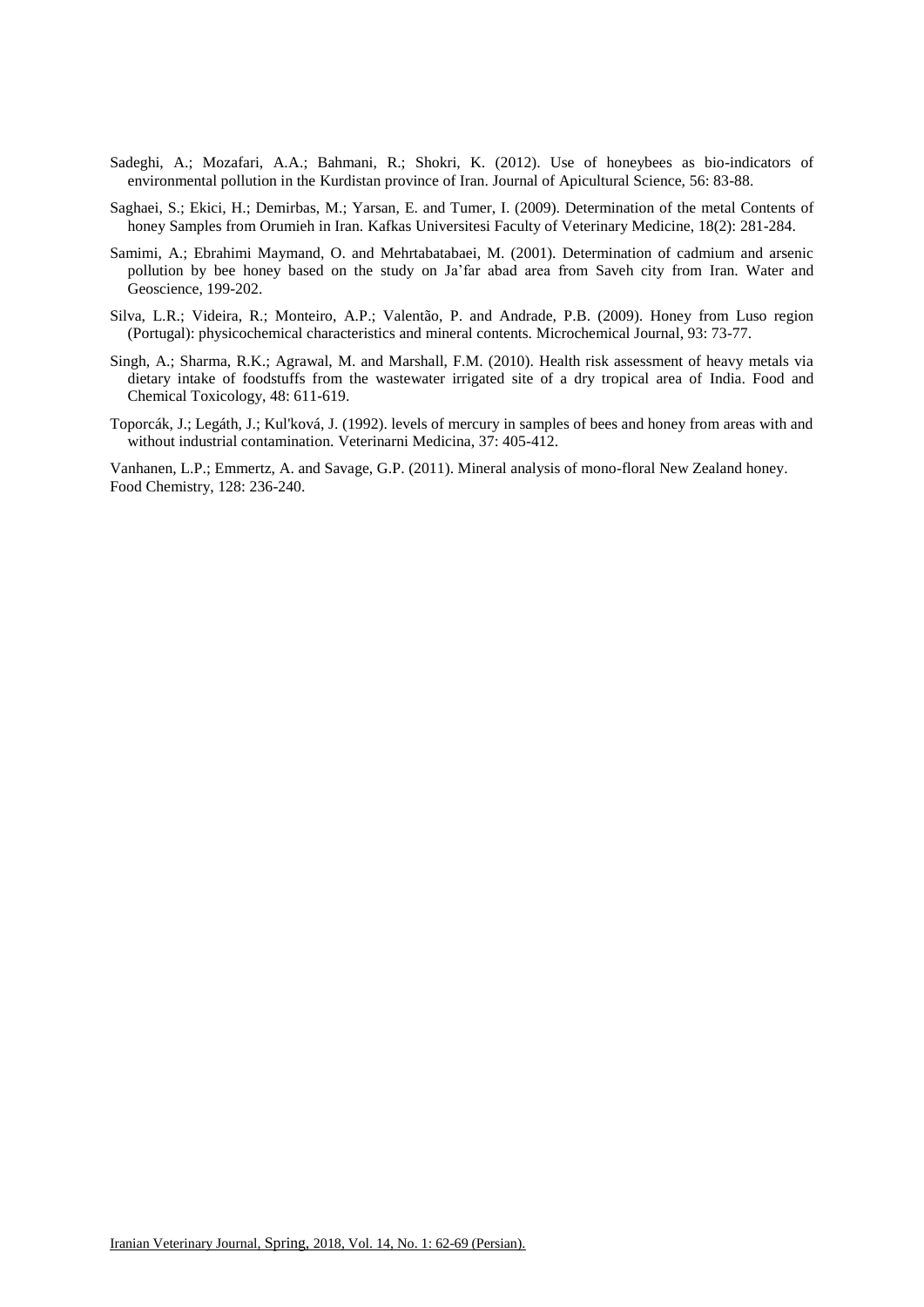Sadeghi, A.; Mozafari, A.A.; Bahmani, R.; Shokri, K. (2012). Use of honeybees as bio-indicators of environmental pollution in the Kurdistan province of Iran. Journal of Apicultural Science, 56: 83-88.

Saghaei, S.; Ekici, H.; Demirbas, M.; Yarsan, E. and Tumer, I. (2009). Determination of the metal Contents of honey Samples from Orumieh in Iran. Kafkas Universitesi Faculty of Veterinary Medicine, 18(2): 281-284.

Samimi, A.; Ebrahimi Maymand, O. and Mehrtabatabaei, M. (2001). Determination of cadmium and arsenic pollution by bee honey based on the study on Ja'far abad area from Saveh city from Iran. Water and Geoscience, 199-202.

Silva, L.R.; Videira, R.; Monteiro, A.P.; Valentão, P. and Andrade, P.B. (2009). Honey from Luso region (Portugal): physicochemical characteristics and mineral contents. Microchemical Journal, 93: 73-77.

Singh, A.; Sharma, R.K.; Agrawal, M. and Marshall, F.M. (2010). Health risk assessment of heavy metals via dietary intake of foodstuffs from the wastewater irrigated site of a dry tropical area of India. Food and Chemical Toxicology, 48: 611-619.

Toporcák, J.; Legáth, J.; Kul'ková, J. (1992). levels of mercury in samples of bees and honey from areas with and without industrial contamination. Veterinarni Medicina, 37: 405-412.

Vanhanen, L.P.; Emmertz, A. and Savage, G.P. (2011). Mineral analysis of mono-floral New Zealand honey. Food Chemistry, 128: 236-240.